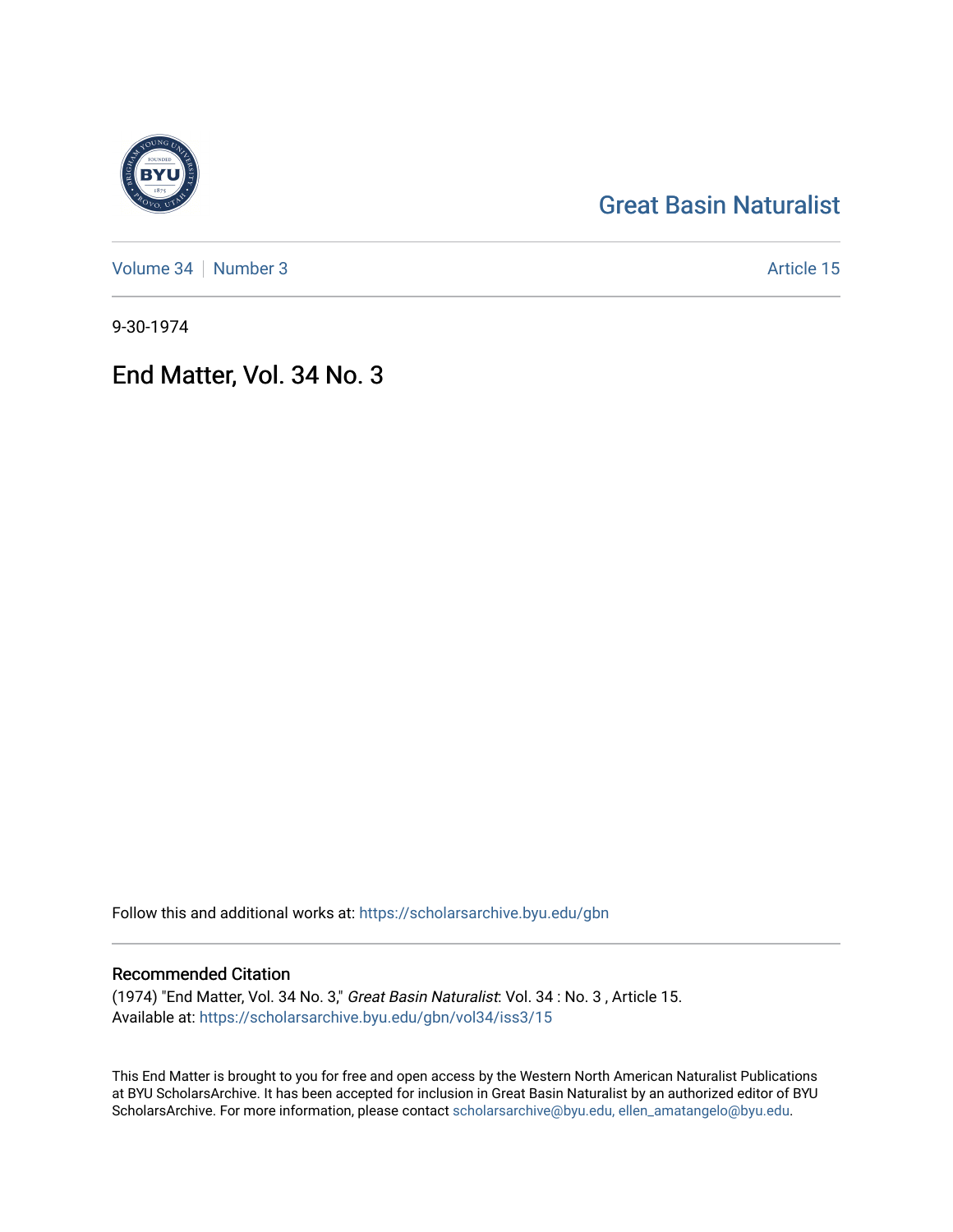# Great Basin Naturalist

Volume 34 | Number 3 | Article 15

9-30-1974

## End Matter, Vol. 34 No. 3

Follow this and additional works at: https://scholarsarchive.byu.edu/gbn

### Recommended Citation

(1974) "End Matter, Vol. 34 No. 3," *Great Basin Naturalist*: Vol. 34 : No. 3 , Article 15.
Available at: https://scholarsarchive.byu.edu/gbn/vol34/iss3/15

This End Matter is brought to you for free and open access by the Western North American Naturalist Publications at BYU ScholarsArchive. It has been accepted for inclusion in Great Basin Naturalist by an authorized editor of BYU ScholarsArchive. For more information, please contact scholarsarchive@byu.edu, ellen_amatangelo@byu.edu.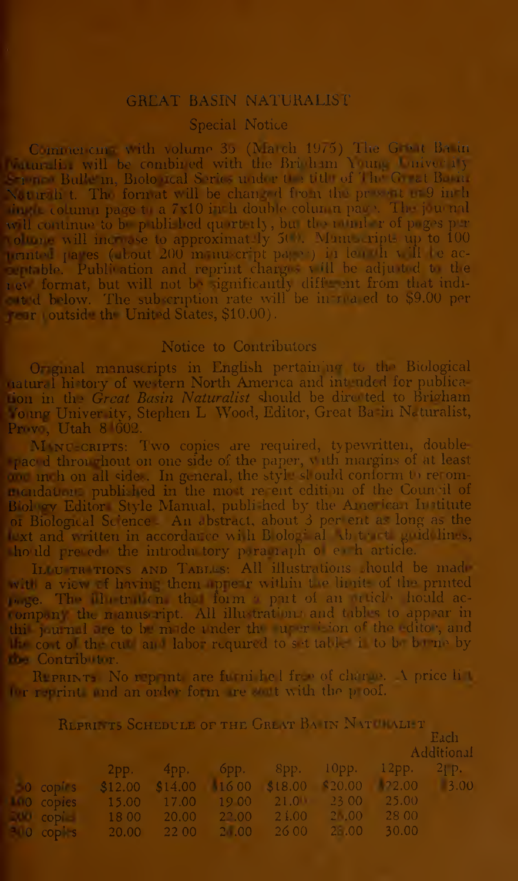# GREAT BASIN NATURALIST

## Special Notice

Commencing with volume 35 (March 1975) The Great Basin Naturalist will be combined with the Brigham Young University Science Bulletin, Biological Series under the title of The Great Basin Naturalist. The format will be changed from the present 6x9 inch single column page to a 7x10 inch double column page. The journal will continue to be published quarterly, but the number of pages per volume will increase to approximately 500. Manuscripts up to 100 printed pages (about 200 manuscript pages) in length will be acceptable. Publication and reprint charges will be adjusted to the new format, but will not be significantly different from that indicated below. The subscription rate will be increased to $9.00 per year (outside the United States, $10.00).

## Notice to Contributors

Original manuscripts in English pertaining to the Biological natural history of western North America and intended for publication in the *Great Basin Naturalist* should be directed to Brigham Young University, Stephen L. Wood, Editor, Great Basin Naturalist, Provo, Utah 84602.

MANUSCRIPTS: Two copies are required, typewritten, double-spaced throughout on one side of the paper, with margins of at least one inch on all sides. In general, the style should conform to recommendations published in the most recent edition of the Council of Biology Editors Style Manual, published by the American Institute of Biological Science. An abstract, about 3 percent as long as the text and written in accordance with Biological Abstracts guidelines, should precede the introductory paragraph of each article.

ILLUSTRATIONS AND TABLES: All illustrations should be made with a view of having them appear within the limits of the printed page. The illustrations that form a part of an article should accompany the manuscript. All illustrations and tables to appear in this journal are to be made under the supervision of the editor, and the cost of the cuts and labor required to set tables is to be borne by the Contributor.

REPRINTS: No reprints are furnished free of charge. A price list for reprints and an order form are sent with the proof.

REPRINTS SCHEDULE OF THE GREAT BASIN NATURALIST

| | 2pp. | 4pp. | 6pp. | 8pp. | 10pp. | 12pp. | Each Additional 2pp. |
|---|---|---|---|---|---|---|---|
| 50 copies | $12.00 | $14.00 | $16.00 | $18.00 | $20.00 | $22.00 | $3.00 |
| 100 copies | 15.00 | 17.00 | 19.00 | 21.00 | 23.00 | 25.00 | |
| 200 copies | 18.00 | 20.00 | 22.00 | 24.00 | 26.00 | 28.00 | |
| 300 copies | 20.00 | 22.00 | 24.00 | 26.00 | 28.00 | 30.00 | |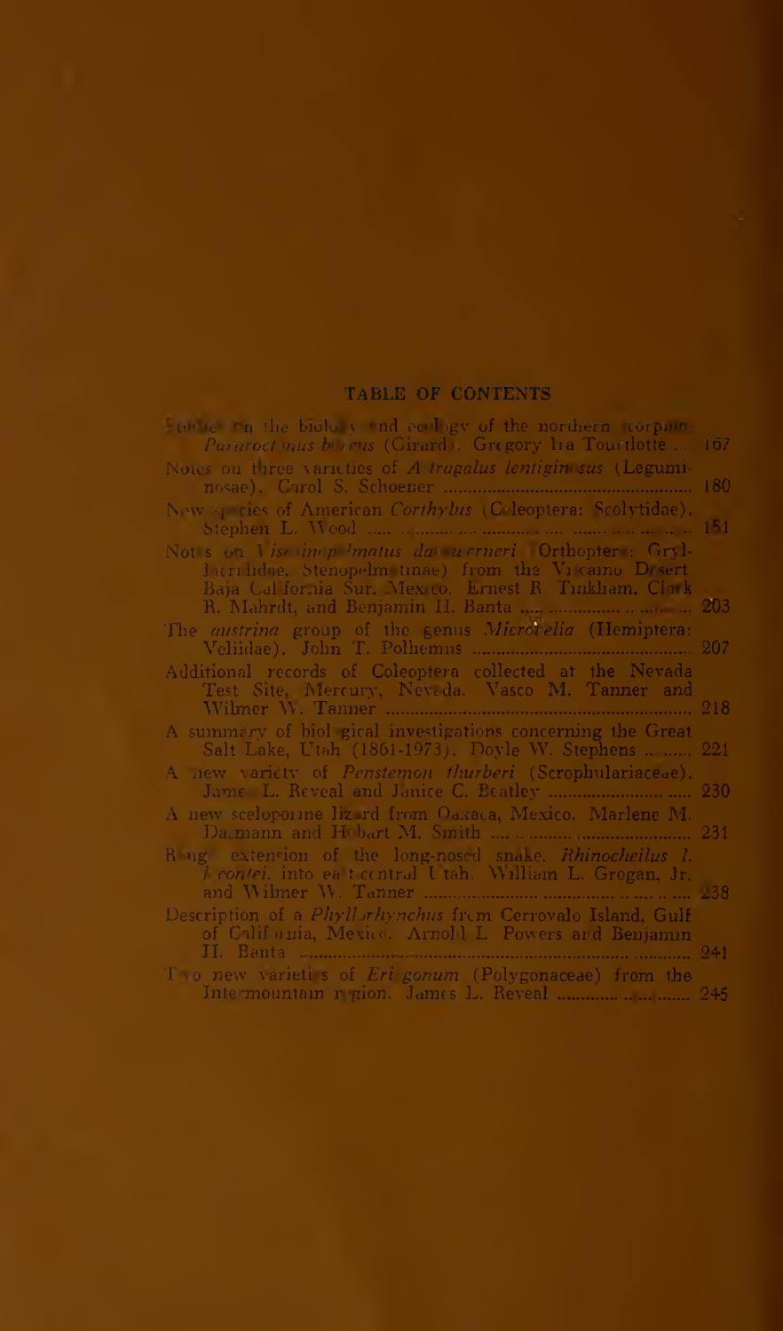# TABLE OF CONTENTS

Studies on the biology and ecology of the northern scorpion, *Paruroctonus boreus* (Girard). Gregory Ira Tourtlotte .... 167

Notes on three varieties of *Astragalus lentiginosus* (Leguminosae). Carol S. Schoener .... 180

New species of American *Corthylus* (Coleoptera: Scolytidae). Stephen L. Wood .... 181

Notes on *Viscaino palmatus dammerneri* (Orthoptera: Gryllacrididae, Stenopelmatinae) from the Vizcaino Desert, Baja California Sur, Mexico. Ernest R. Tinkham, Clark R. Mahrdt, and Benjamin H. Banta .... 203

The *austrina* group of the genus *Microvelia* (Hemiptera: Veliidae). John T. Polhemus .... 207

Additional records of Coleoptera collected at the Nevada Test Site, Mercury, Nevada. Vasco M. Tanner and Wilmer W. Tanner .... 218

A summary of biological investigations concerning the Great Salt Lake, Utah (1861-1973). Doyle W. Stephens .... 221

A new variety of *Penstemon thurberi* (Scrophulariaceae). James L. Reveal and Janice C. Beatley .... 230

A new sceloporine lizard from Oaxaca, Mexico. Marlene M. Dasmann and Hobart M. Smith .... 231

Range extension of the long-nosed snake, *Rhinocheilus l. lecontei*, into east-central Utah. William L. Grogan, Jr. and Wilmer W. Tanner .... 238

Description of a *Phyllorhynchus* from Cerrovalo Island, Gulf of California, Mexico. Arnold L. Powers and Benjamin H. Banta .... 241

Two new varieties of *Eriogonum* (Polygonaceae) from the Intermountain region. James L. Reveal .... 245